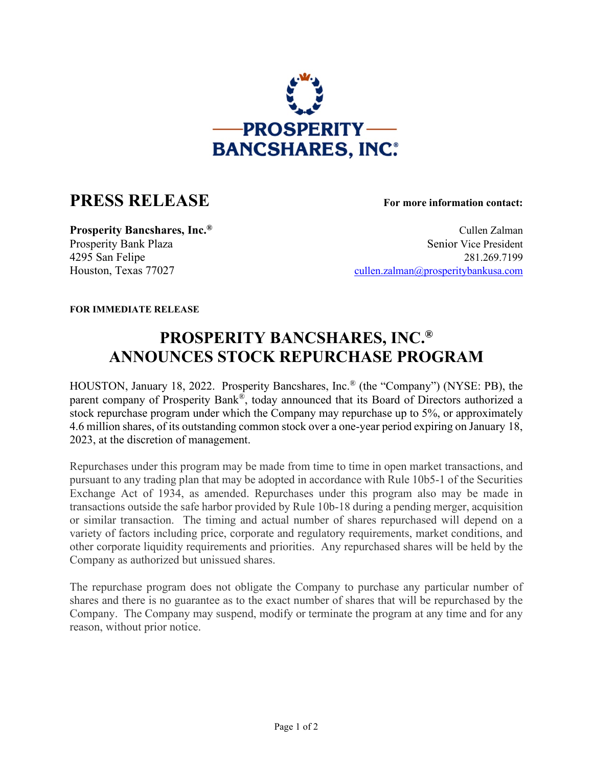# PRESS RELEASE

**For more information contact:**

**Prosperity Bancshares, Inc.®**
Prosperity Bank Plaza
4295 San Felipe
Houston, Texas 77027

Cullen Zalman
Senior Vice President
281.269.7199
cullen.zalman@prosperitybankusa.com

**FOR IMMEDIATE RELEASE**

## PROSPERITY BANCSHARES, INC.® ANNOUNCES STOCK REPURCHASE PROGRAM

HOUSTON, January 18, 2022. Prosperity Bancshares, Inc.® (the "Company") (NYSE: PB), the parent company of Prosperity Bank®, today announced that its Board of Directors authorized a stock repurchase program under which the Company may repurchase up to 5%, or approximately 4.6 million shares, of its outstanding common stock over a one-year period expiring on January 18, 2023, at the discretion of management.

Repurchases under this program may be made from time to time in open market transactions, and pursuant to any trading plan that may be adopted in accordance with Rule 10b5-1 of the Securities Exchange Act of 1934, as amended. Repurchases under this program also may be made in transactions outside the safe harbor provided by Rule 10b-18 during a pending merger, acquisition or similar transaction. The timing and actual number of shares repurchased will depend on a variety of factors including price, corporate and regulatory requirements, market conditions, and other corporate liquidity requirements and priorities. Any repurchased shares will be held by the Company as authorized but unissued shares.

The repurchase program does not obligate the Company to purchase any particular number of shares and there is no guarantee as to the exact number of shares that will be repurchased by the Company. The Company may suspend, modify or terminate the program at any time and for any reason, without prior notice.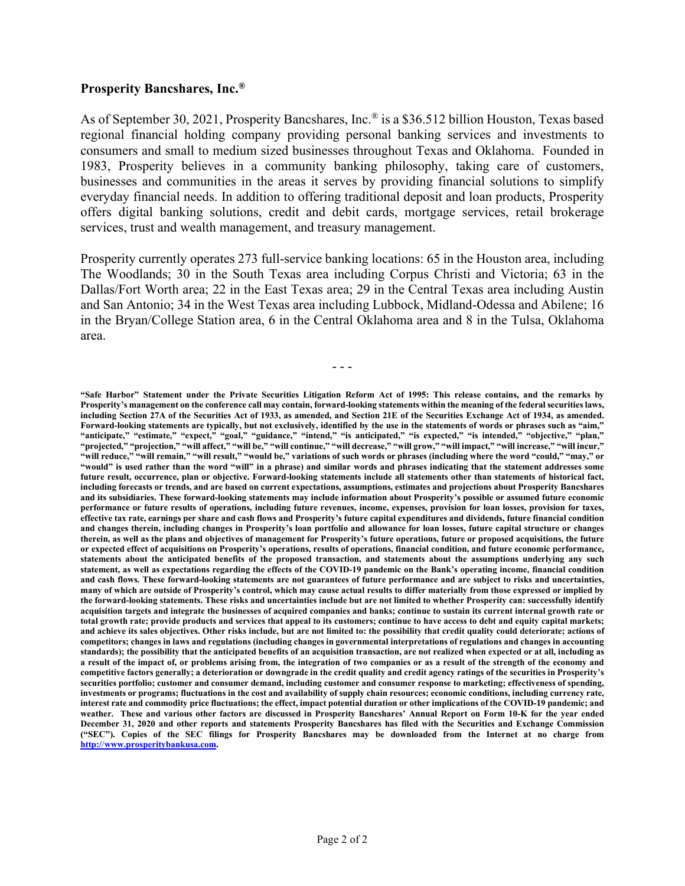**Prosperity Bancshares, Inc.®**

As of September 30, 2021, Prosperity Bancshares, Inc.® is a $36.512 billion Houston, Texas based regional financial holding company providing personal banking services and investments to consumers and small to medium sized businesses throughout Texas and Oklahoma. Founded in 1983, Prosperity believes in a community banking philosophy, taking care of customers, businesses and communities in the areas it serves by providing financial solutions to simplify everyday financial needs. In addition to offering traditional deposit and loan products, Prosperity offers digital banking solutions, credit and debit cards, mortgage services, retail brokerage services, trust and wealth management, and treasury management.

Prosperity currently operates 273 full-service banking locations: 65 in the Houston area, including The Woodlands; 30 in the South Texas area including Corpus Christi and Victoria; 63 in the Dallas/Fort Worth area; 22 in the East Texas area; 29 in the Central Texas area including Austin and San Antonio; 34 in the West Texas area including Lubbock, Midland-Odessa and Abilene; 16 in the Bryan/College Station area, 6 in the Central Oklahoma area and 8 in the Tulsa, Oklahoma area.

- - -

**"Safe Harbor" Statement under the Private Securities Litigation Reform Act of 1995: This release contains, and the remarks by Prosperity's management on the conference call may contain, forward-looking statements within the meaning of the federal securities laws, including Section 27A of the Securities Act of 1933, as amended, and Section 21E of the Securities Exchange Act of 1934, as amended. Forward-looking statements are typically, but not exclusively, identified by the use in the statements of words or phrases such as "aim," "anticipate," "estimate," "expect," "goal," "guidance," "intend," "is anticipated," "is expected," "is intended," "objective," "plan," "projected," "projection," "will affect," "will be," "will continue," "will decrease," "will grow," "will impact," "will increase," "will incur," "will reduce," "will remain," "will result," "would be," variations of such words or phrases (including where the word "could," "may," or "would" is used rather than the word "will" in a phrase) and similar words and phrases indicating that the statement addresses some future result, occurrence, plan or objective. Forward-looking statements include all statements other than statements of historical fact, including forecasts or trends, and are based on current expectations, assumptions, estimates and projections about Prosperity Bancshares and its subsidiaries. These forward-looking statements may include information about Prosperity's possible or assumed future economic performance or future results of operations, including future revenues, income, expenses, provision for loan losses, provision for taxes, effective tax rate, earnings per share and cash flows and Prosperity's future capital expenditures and dividends, future financial condition and changes therein, including changes in Prosperity's loan portfolio and allowance for loan losses, future capital structure or changes therein, as well as the plans and objectives of management for Prosperity's future operations, future or proposed acquisitions, the future or expected effect of acquisitions on Prosperity's operations, results of operations, financial condition, and future economic performance, statements about the anticipated benefits of the proposed transaction, and statements about the assumptions underlying any such statement, as well as expectations regarding the effects of the COVID-19 pandemic on the Bank's operating income, financial condition and cash flows. These forward-looking statements are not guarantees of future performance and are subject to risks and uncertainties, many of which are outside of Prosperity's control, which may cause actual results to differ materially from those expressed or implied by the forward-looking statements. These risks and uncertainties include but are not limited to whether Prosperity can: successfully identify acquisition targets and integrate the businesses of acquired companies and banks; continue to sustain its current internal growth rate or total growth rate; provide products and services that appeal to its customers; continue to have access to debt and equity capital markets; and achieve its sales objectives. Other risks include, but are not limited to: the possibility that credit quality could deteriorate; actions of competitors; changes in laws and regulations (including changes in governmental interpretations of regulations and changes in accounting standards); the possibility that the anticipated benefits of an acquisition transaction, are not realized when expected or at all, including as a result of the impact of, or problems arising from, the integration of two companies or as a result of the strength of the economy and competitive factors generally; a deterioration or downgrade in the credit quality and credit agency ratings of the securities in Prosperity's securities portfolio; customer and consumer demand, including customer and consumer response to marketing; effectiveness of spending, investments or programs; fluctuations in the cost and availability of supply chain resources; economic conditions, including currency rate, interest rate and commodity price fluctuations; the effect, impact potential duration or other implications of the COVID-19 pandemic; and weather. These and various other factors are discussed in Prosperity Bancshares' Annual Report on Form 10-K for the year ended December 31, 2020 and other reports and statements Prosperity Bancshares has filed with the Securities and Exchange Commission ("SEC"). Copies of the SEC filings for Prosperity Bancshares may be downloaded from the Internet at no charge from [http://www.prosperitybankusa.com](http://www.prosperitybankusa.com).**